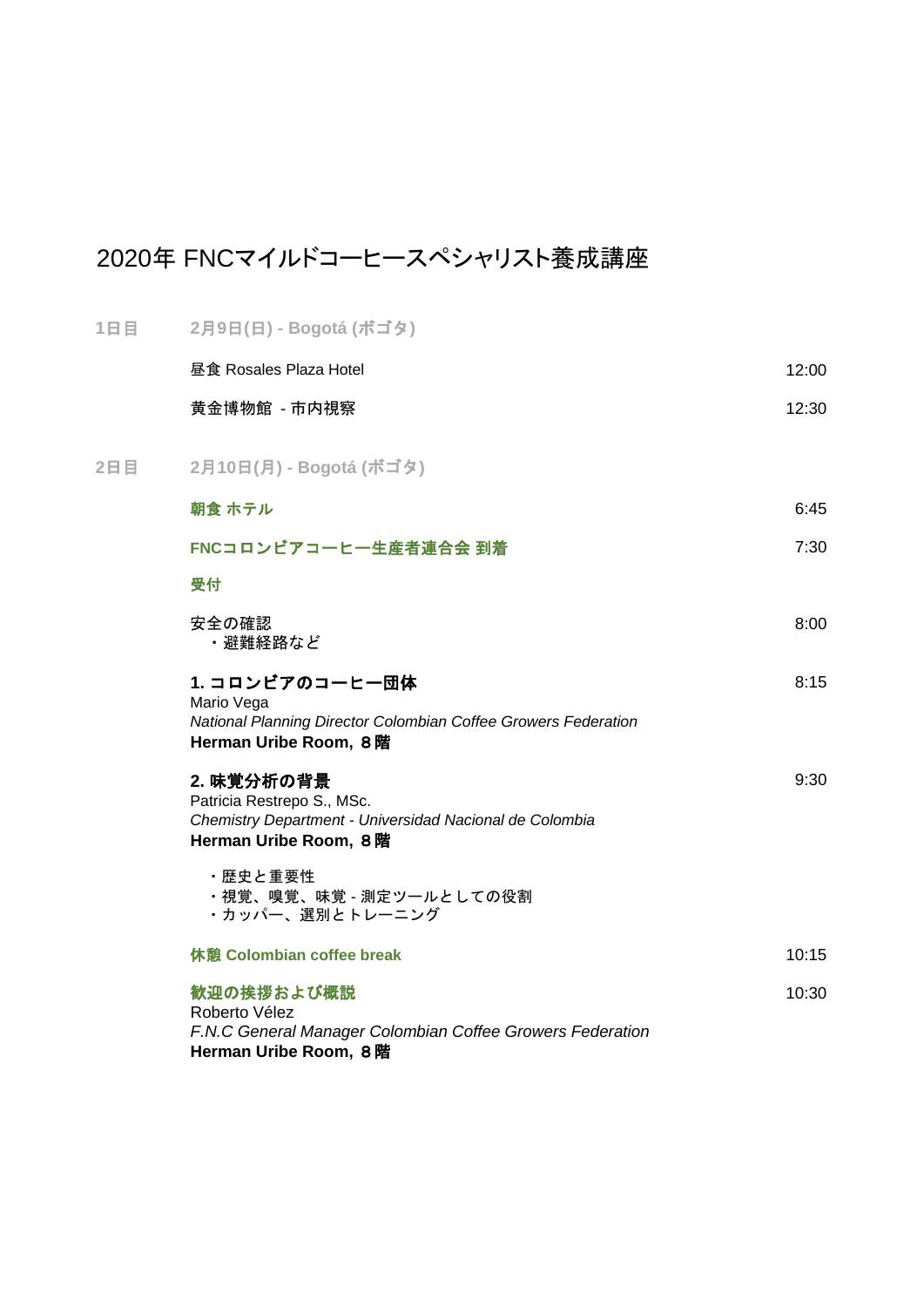# 2020年 FNCマイルドコーヒースペシャリスト養成講座

## 1日目　2月9日(日) - Bogotá (ボゴタ)

昼食 Rosales Plaza Hotel　12:00

黄金博物館 - 市内視察　12:30

## 2日目　2月10日(月) - Bogotá (ボゴタ)

**朝食 ホテル**　6:45

**FNCコロンビアコーヒー生産者連合会 到着**　7:30

**受付**

安全の確認　8:00
・避難経路など

**1. コロンビアのコーヒー団体**　8:15
Mario Vega
*National Planning Director Colombian Coffee Growers Federation*
**Herman Uribe Room, 8階**

**2. 味覚分析の背景**　9:30
Patricia Restrepo S., MSc.
*Chemistry Department - Universidad Nacional de Colombia*
**Herman Uribe Room, 8階**

・歴史と重要性
・視覚、嗅覚、味覚 - 測定ツールとしての役割
・カッパー、選別とトレーニング

**休憩 Colombian coffee break**　10:15

**歓迎の挨拶および概説**　10:30
Roberto Vélez
*F.N.C General Manager Colombian Coffee Growers Federation*
**Herman Uribe Room, 8階**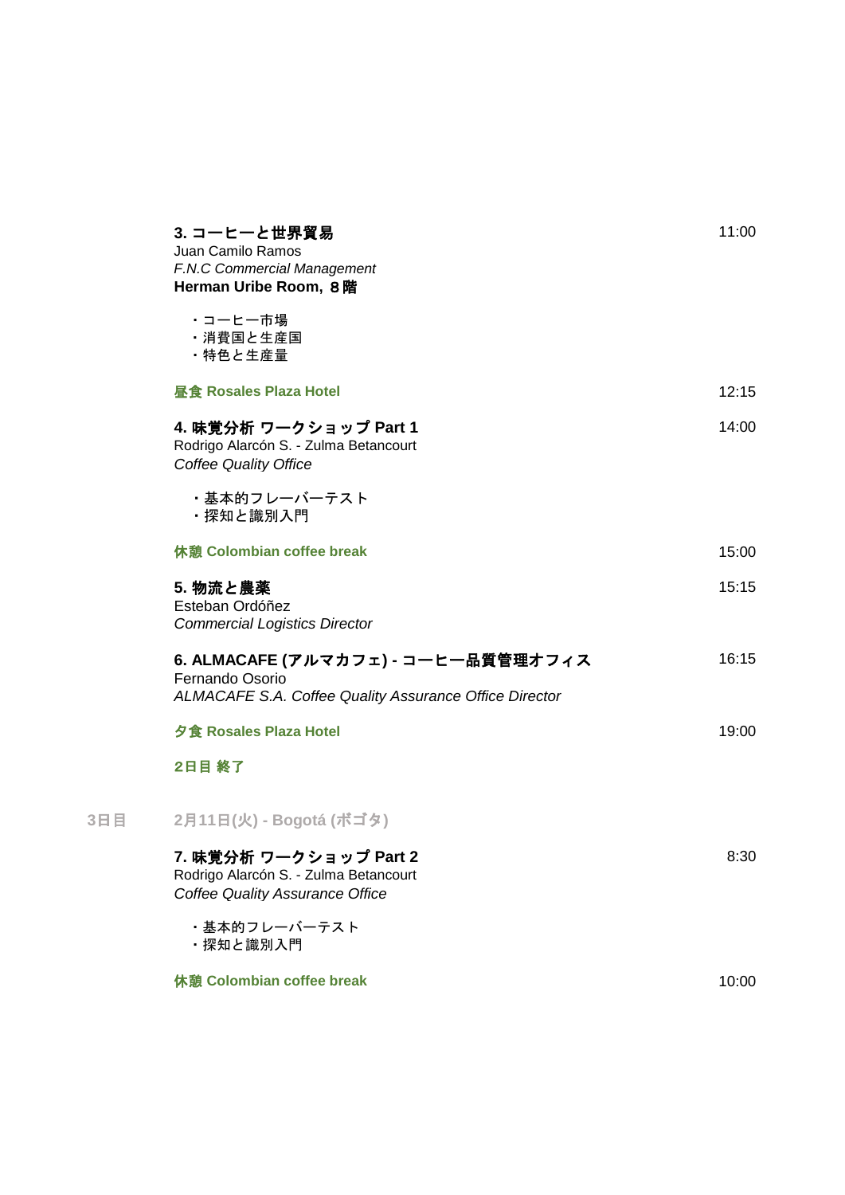**3. コーヒーと世界貿易** — 11:00
Juan Camilo Ramos
*F.N.C Commercial Management*
**Herman Uribe Room, ８階**

- コーヒー市場
- 消費国と生産国
- 特色と生産量

**昼食 Rosales Plaza Hotel** — 12:15

**4. 味覚分析 ワークショップ Part 1** — 14:00
Rodrigo Alarcón S. - Zulma Betancourt
*Coffee Quality Office*

- 基本的フレーバーテスト
- 探知と識別入門

**休憩 Colombian coffee break** — 15:00

**5. 物流と農薬** — 15:15
Esteban Ordóñez
*Commercial Logistics Director*

**6. ALMACAFE (アルマカフェ) - コーヒー品質管理オフィス** — 16:15
Fernando Osorio
*ALMACAFE S.A. Coffee Quality Assurance Office Director*

**夕食 Rosales Plaza Hotel** — 19:00

**2日目 終了**

## 3日目 2月11日(火) - Bogotá (ボゴタ)

**7. 味覚分析 ワークショップ Part 2** — 8:30
Rodrigo Alarcón S. - Zulma Betancourt
*Coffee Quality Assurance Office*

- 基本的フレーバーテスト
- 探知と識別入門

**休憩 Colombian coffee break** — 10:00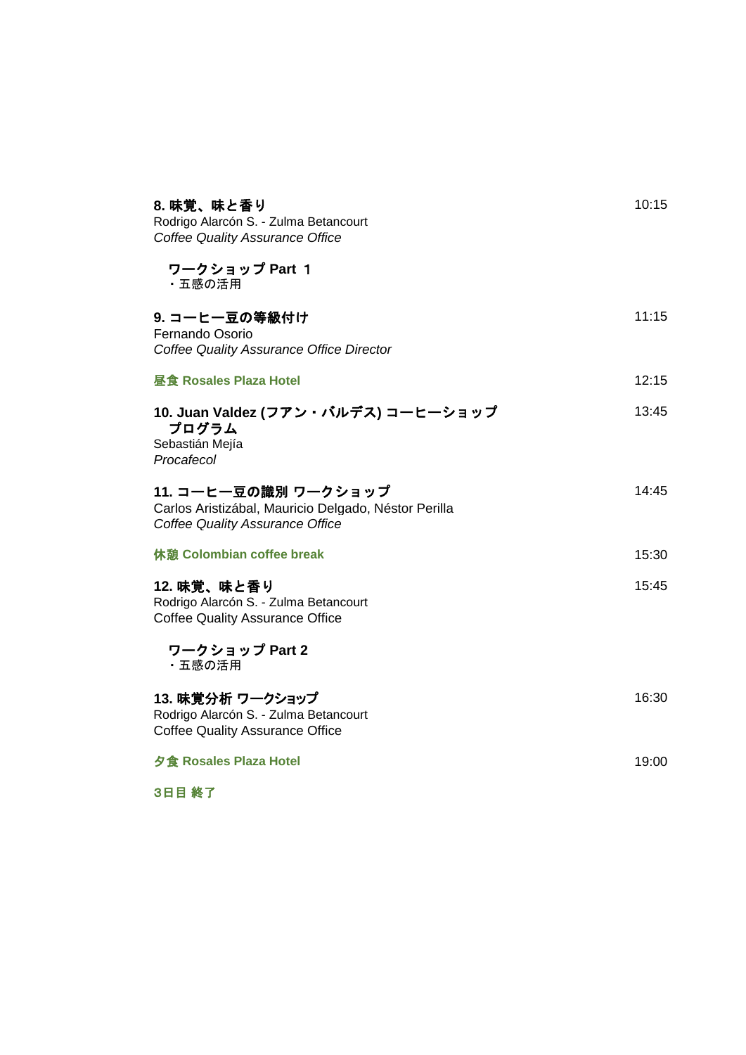**8. 味覚、味と香り** 10:15
Rodrigo Alarcón S. - Zulma Betancourt
*Coffee Quality Assurance Office*

**ワークショップ Part １**
・五感の活用

**9. コーヒー豆の等級付け** 11:15
Fernando Osorio
*Coffee Quality Assurance Office Director*

**昼食 Rosales Plaza Hotel** 12:15

**10. Juan Valdez (フアン・バルデス) コーヒーショップ プログラム** 13:45
Sebastián Mejía
*Procafecol*

**11. コーヒー豆の識別 ワークショップ** 14:45
Carlos Aristizábal, Mauricio Delgado, Néstor Perilla
*Coffee Quality Assurance Office*

**休憩 Colombian coffee break** 15:30

**12. 味覚、味と香り** 15:45
Rodrigo Alarcón S. - Zulma Betancourt
Coffee Quality Assurance Office

**ワークショップ Part 2**
・五感の活用

**13. 味覚分析 ワークショップ** 16:30
Rodrigo Alarcón S. - Zulma Betancourt
Coffee Quality Assurance Office

**夕食 Rosales Plaza Hotel** 19:00

**3日目 終了**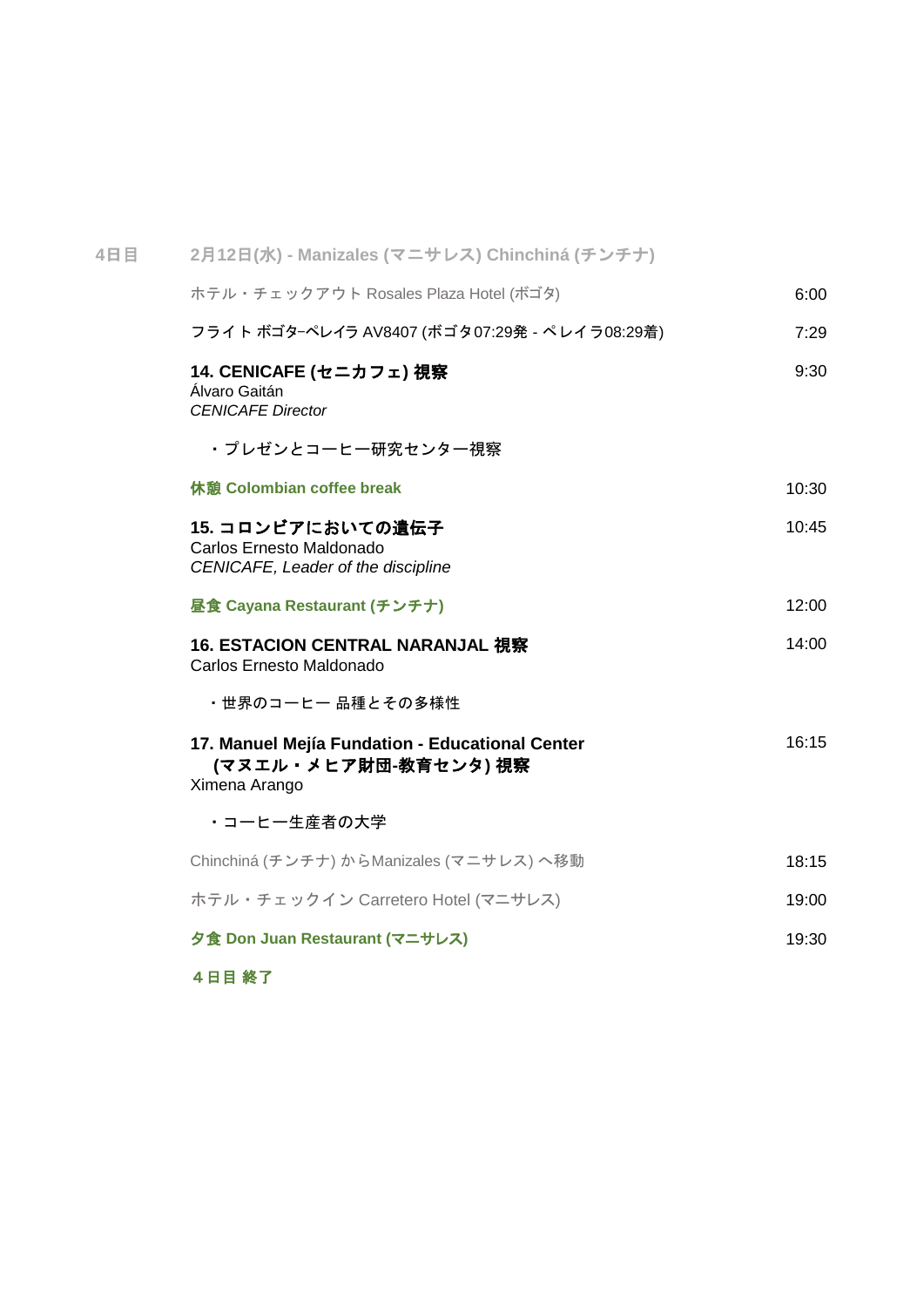## 4日目　2月12日(水) - Manizales (マニサレス) Chinchiná (チンチナ)

| | |
|---|---|
| ホテル・チェックアウト Rosales Plaza Hotel (ボゴタ) | 6:00 |
| フライト ボゴタ-ペレイラ AV8407 (ボゴタ07:29発 - ペレイラ08:29着) | 7:29 |
| **14. CENICAFE (セニカフェ) 視察**<br>Álvaro Gaitán<br>*CENICAFE Director*<br><br>・プレゼンとコーヒー研究センター視察 | 9:30 |
| **休憩 Colombian coffee break** | 10:30 |
| **15. コロンビアにおいての遺伝子**<br>Carlos Ernesto Maldonado<br>*CENICAFE, Leader of the discipline* | 10:45 |
| **昼食 Cayana Restaurant (チンチナ)** | 12:00 |
| **16. ESTACION CENTRAL NARANJAL 視察**<br>Carlos Ernesto Maldonado<br><br>・世界のコーヒー 品種とその多様性 | 14:00 |
| **17. Manuel Mejía Fundation - Educational Center (マヌエル・メヒア財団-教育センタ) 視察**<br>Ximena Arango<br><br>・コーヒー生産者の大学 | 16:15 |
| Chinchiná (チンチナ) からManizales (マニサレス) へ移動 | 18:15 |
| ホテル・チェックイン Carretero Hotel (マニサレス) | 19:00 |
| **夕食 Don Juan Restaurant (マニサレス)** | 19:30 |

**4日目 終了**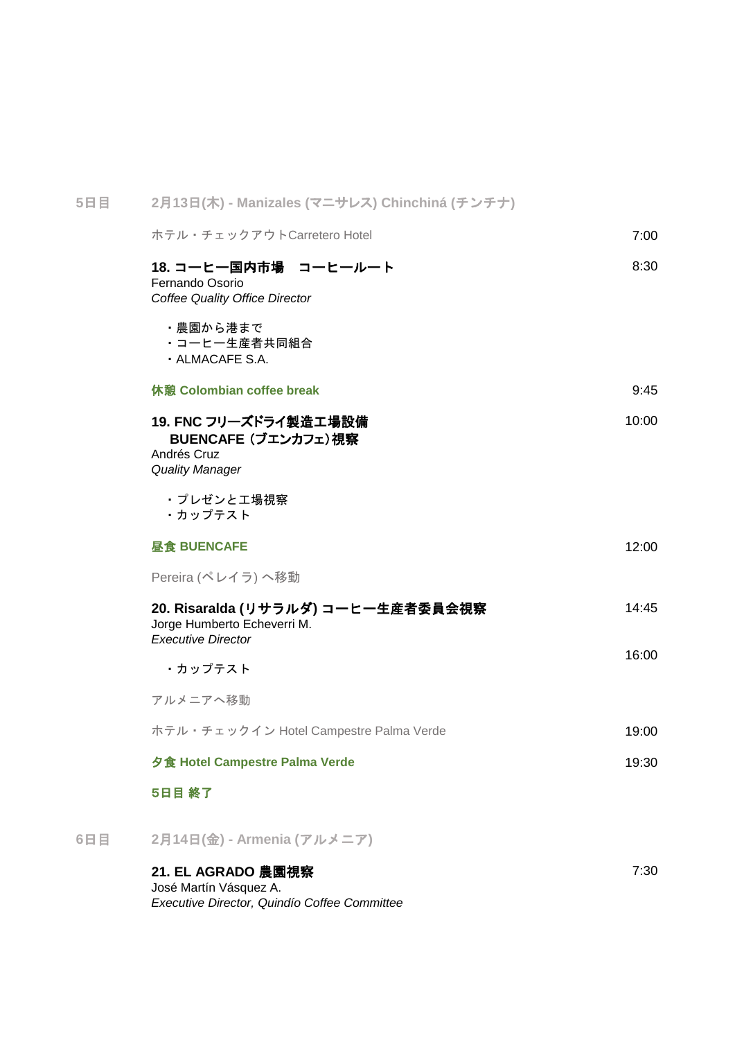## 5日目　2月13日(木) - Manizales (マニサレス) Chinchiná (チンチナ)

ホテル・チェックアウトCarretero Hotel　7:00

**18. コーヒー国内市場　コーヒールート**　8:30
Fernando Osorio
*Coffee Quality Office Director*

- 農園から港まで
- コーヒー生産者共同組合
- ALMACAFE S.A.

**休憩 Colombian coffee break**　9:45

**19. FNC フリーズドライ製造工場設備**
**BUENCAFE（ブエンカフェ）視察**　10:00
Andrés Cruz
*Quality Manager*

- プレゼンと工場視察
- カップテスト

**昼食 BUENCAFE**　12:00

Pereira (ペレイラ) へ移動

**20. Risaralda (リサラルダ) コーヒー生産者委員会視察**　14:45
Jorge Humberto Echeverri M.
*Executive Director*

- カップテスト　16:00

アルメニアへ移動

ホテル・チェックイン Hotel Campestre Palma Verde　19:00

**夕食 Hotel Campestre Palma Verde**　19:30

**5日目 終了**

## 6日目　2月14日(金) - Armenia (アルメニア)

**21. EL AGRADO 農園視察**　7:30
José Martín Vásquez A.
*Executive Director, Quindío Coffee Committee*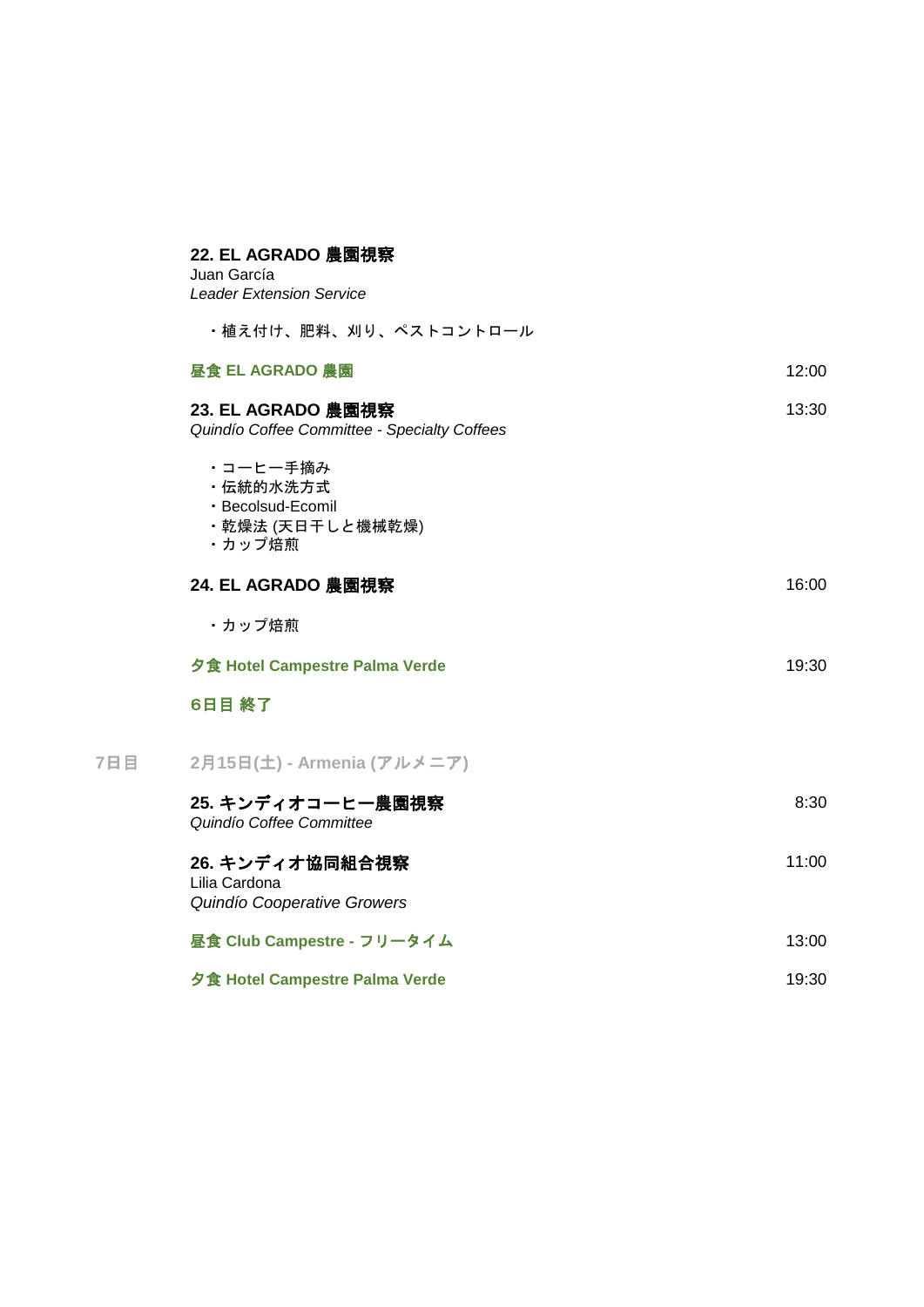**22. EL AGRADO 農園視察**
Juan García
*Leader Extension Service*

・植え付け、肥料、刈り、ペストコントロール

**昼食 EL AGRADO 農園** 12:00

**23. EL AGRADO 農園視察** 13:30
*Quindío Coffee Committee - Specialty Coffees*

・コーヒー手摘み
・伝統的水洗方式
・Becolsud-Ecomil
・乾燥法 (天日干しと機械乾燥)
・カップ焙煎

**24. EL AGRADO 農園視察** 16:00

・カップ焙煎

**夕食 Hotel Campestre Palma Verde** 19:30

**6日目 終了**

## 7日目 2月15日(土) - Armenia (アルメニア)

**25. キンディオコーヒー農園視察** 8:30
*Quindío Coffee Committee*

**26. キンディオ協同組合視察** 11:00
Lilia Cardona
*Quindío Cooperative Growers*

**昼食 Club Campestre - フリータイム** 13:00

**夕食 Hotel Campestre Palma Verde** 19:30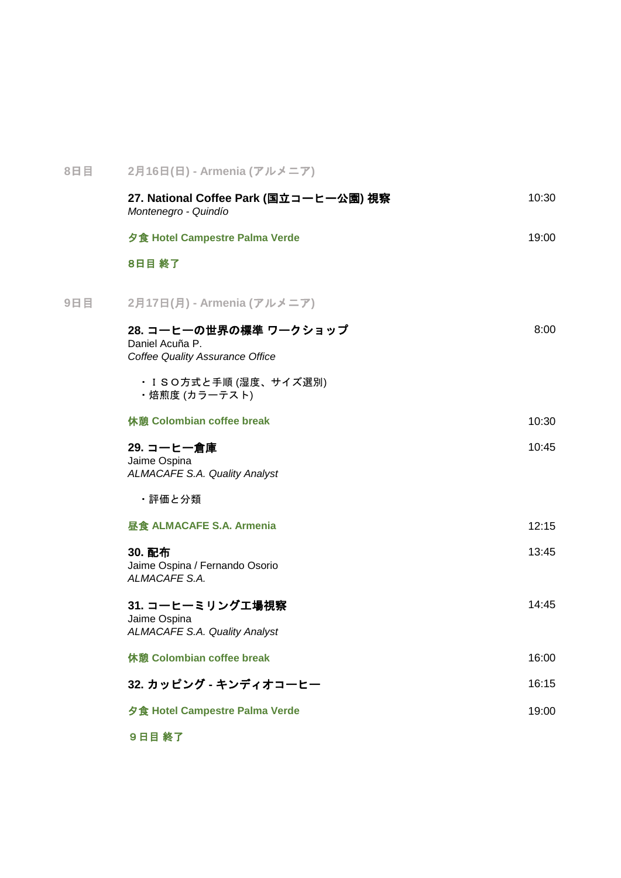## 8日目　2月16日(日) - Armenia (アルメニア)

| | |
|---|---|
| **27. National Coffee Park (国立コーヒー公園) 視察**<br>*Montenegro - Quindío* | 10:30 |
| **夕食 Hotel Campestre Palma Verde** | 19:00 |

**8日目 終了**

## 9日目　2月17日(月) - Armenia (アルメニア)

| | |
|---|---|
| **28. コーヒーの世界の標準 ワークショップ**<br>Daniel Acuña P.<br>*Coffee Quality Assurance Office*<br><br>・ＩＳＯ方式と手順 (湿度、サイズ選別)<br>・焙煎度 (カラーテスト) | 8:00 |
| **休憩 Colombian coffee break** | 10:30 |
| **29. コーヒー倉庫**<br>Jaime Ospina<br>*ALMACAFE S.A. Quality Analyst*<br><br>・評価と分類 | 10:45 |
| **昼食 ALMACAFE S.A. Armenia** | 12:15 |
| **30. 配布**<br>Jaime Ospina / Fernando Osorio<br>*ALMACAFE S.A.* | 13:45 |
| **31. コーヒーミリング工場視察**<br>Jaime Ospina<br>*ALMACAFE S.A. Quality Analyst* | 14:45 |
| **休憩 Colombian coffee break** | 16:00 |
| **32. カッピング - キンディオコーヒー** | 16:15 |
| **夕食 Hotel Campestre Palma Verde** | 19:00 |

**９日目 終了**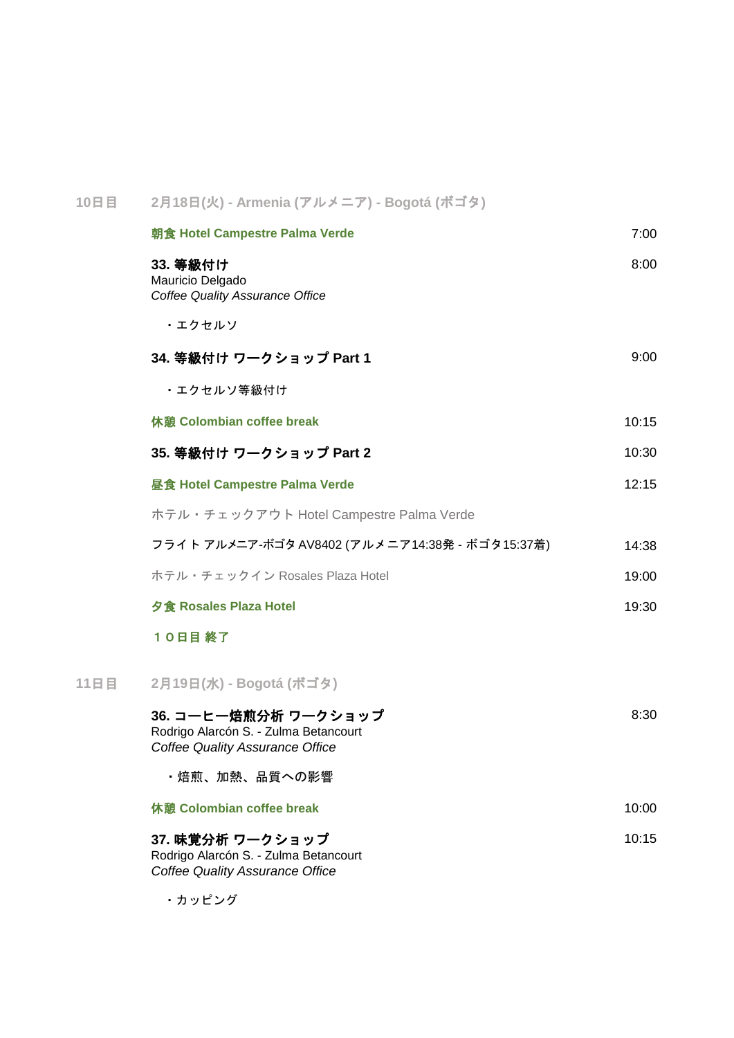## 10日目　2月18日(火) - Armenia (アルメニア) - Bogotá (ボゴタ)

**朝食 Hotel Campestre Palma Verde** 7:00

**33. 等級付け** 8:00
Mauricio Delgado
*Coffee Quality Assurance Office*

・エクセルソ

**34. 等級付け ワークショップ Part 1** 9:00

・エクセルソ等級付け

**休憩 Colombian coffee break** 10:15

**35. 等級付け ワークショップ Part 2** 10:30

**昼食 Hotel Campestre Palma Verde** 12:15

ホテル・チェックアウト Hotel Campestre Palma Verde

フライト アルメニア-ボゴタ AV8402 (アルメニア14:38発 - ボゴタ15:37着) 14:38

ホテル・チェックイン Rosales Plaza Hotel 19:00

**夕食 Rosales Plaza Hotel** 19:30

**１０日目 終了**

## 11日目　2月19日(水) - Bogotá (ボゴタ)

**36. コーヒー焙煎分析 ワークショップ** 8:30
Rodrigo Alarcón S. - Zulma Betancourt
*Coffee Quality Assurance Office*

・焙煎、加熱、品質への影響

**休憩 Colombian coffee break** 10:00

**37. 味覚分析 ワークショップ** 10:15
Rodrigo Alarcón S. - Zulma Betancourt
*Coffee Quality Assurance Office*

・カッピング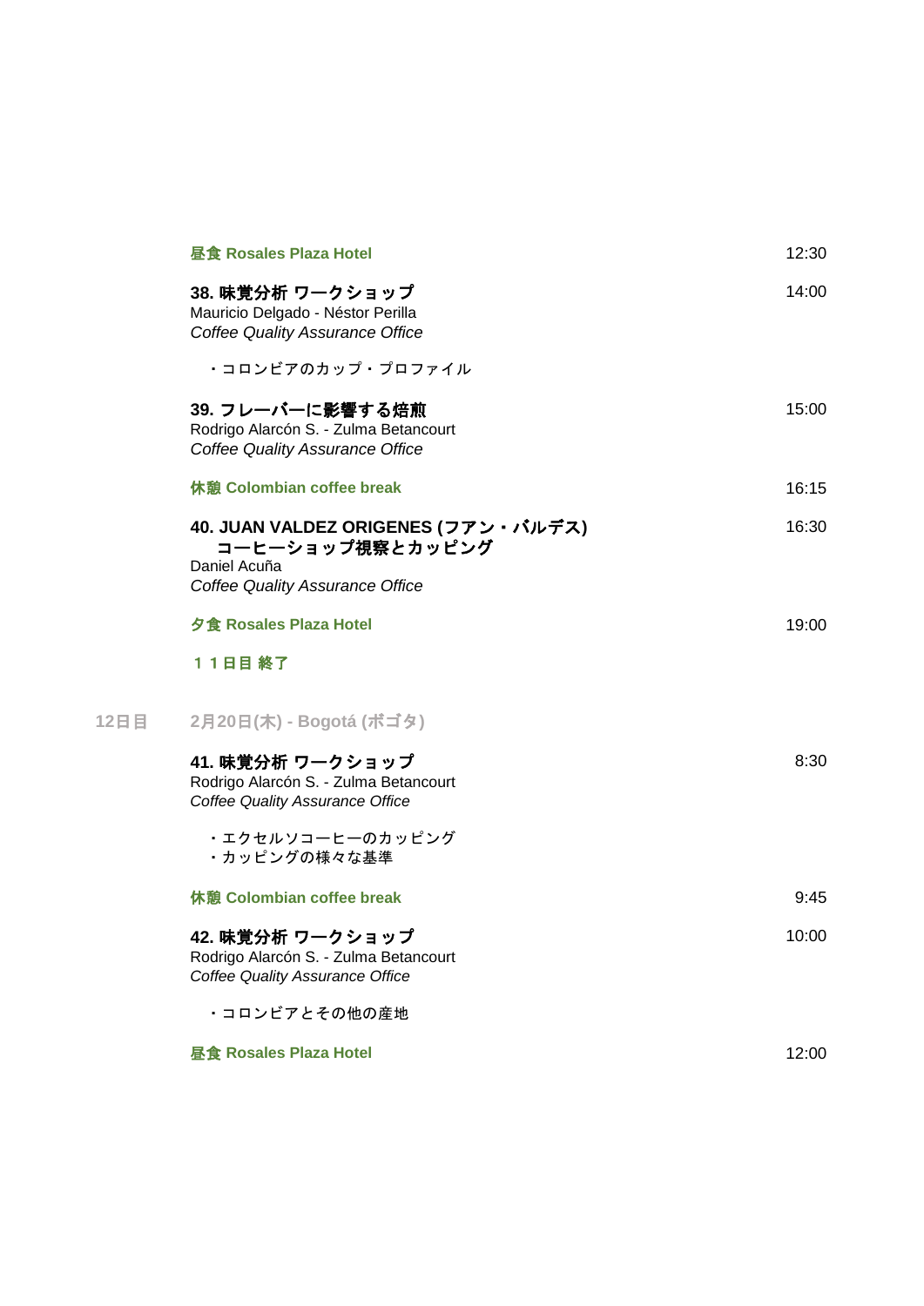**昼食 Rosales Plaza Hotel** 12:30

**38. 味覚分析 ワークショップ** 14:00
Mauricio Delgado - Néstor Perilla
*Coffee Quality Assurance Office*

- コロンビアのカップ・プロファイル

**39. フレーバーに影響する焙煎** 15:00
Rodrigo Alarcón S. - Zulma Betancourt
*Coffee Quality Assurance Office*

**休憩 Colombian coffee break** 16:15

**40. JUAN VALDEZ ORIGENES (フアン・バルデス) コーヒーショップ視察とカッピング** 16:30
Daniel Acuña
*Coffee Quality Assurance Office*

**夕食 Rosales Plaza Hotel** 19:00

**１１日目 終了**

## 12日目 2月20日(木) - Bogotá (ボゴタ)

**41. 味覚分析 ワークショップ** 8:30
Rodrigo Alarcón S. - Zulma Betancourt
*Coffee Quality Assurance Office*

- エクセルソコーヒーのカッピング
- カッピングの様々な基準

**休憩 Colombian coffee break** 9:45

**42. 味覚分析 ワークショップ** 10:00
Rodrigo Alarcón S. - Zulma Betancourt
*Coffee Quality Assurance Office*

- コロンビアとその他の産地

**昼食 Rosales Plaza Hotel** 12:00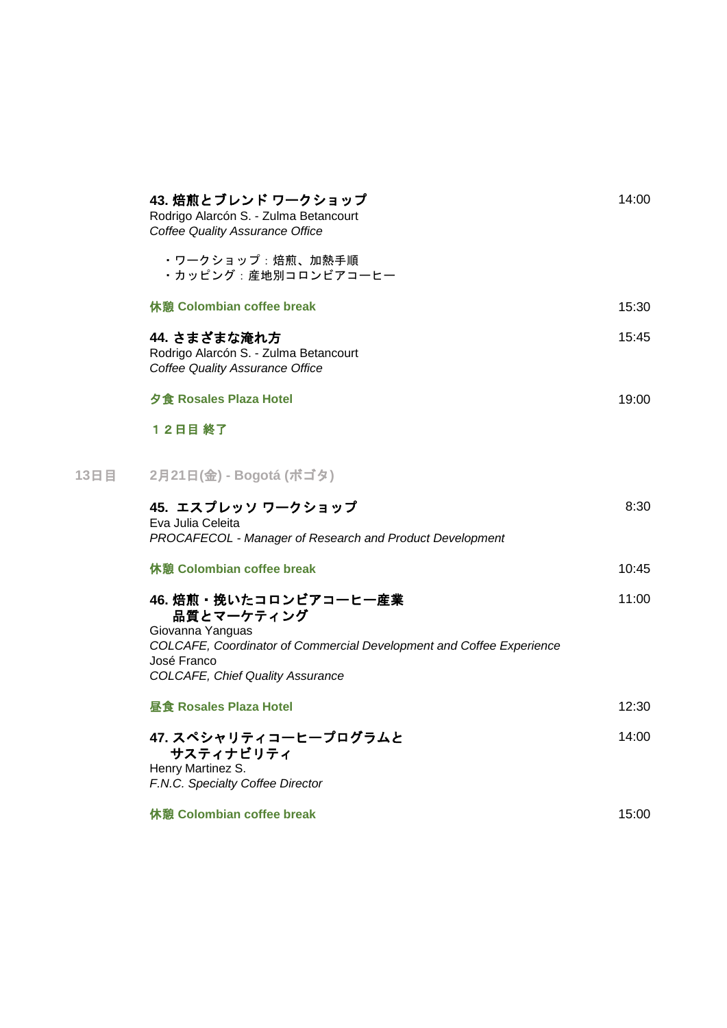**43. 焙煎とブレンド ワークショップ** 14:00
Rodrigo Alarcón S. - Zulma Betancourt
*Coffee Quality Assurance Office*

- ・ワークショップ：焙煎、加熱手順
- ・カッピング：産地別コロンビアコーヒー

**休憩 Colombian coffee break** 15:30

**44. さまざまな淹れ方** 15:45
Rodrigo Alarcón S. - Zulma Betancourt
*Coffee Quality Assurance Office*

**夕食 Rosales Plaza Hotel** 19:00

**１２日目 終了**

## 13日目 2月21日(金) - Bogotá (ボゴタ)

**45. エスプレッソ ワークショップ** 8:30
Eva Julia Celeita
*PROCAFECOL - Manager of Research and Product Development*

**休憩 Colombian coffee break** 10:45

**46. 焙煎・挽いたコロンビアコーヒー産業 品質とマーケティング** 11:00
Giovanna Yanguas
*COLCAFE, Coordinator of Commercial Development and Coffee Experience*
José Franco
*COLCAFE, Chief Quality Assurance*

**昼食 Rosales Plaza Hotel** 12:30

**47. スペシャリティコーヒープログラムと サスティナビリティ** 14:00
Henry Martinez S.
*F.N.C. Specialty Coffee Director*

**休憩 Colombian coffee break** 15:00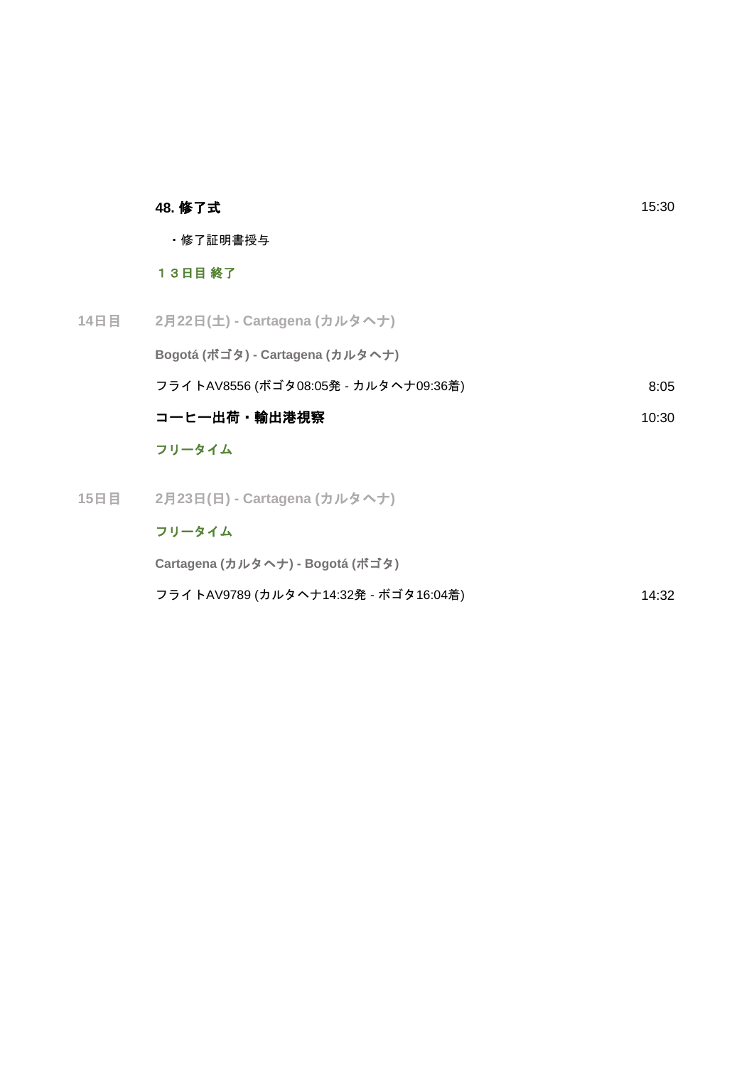**48. 修了式** 15:30

・修了証明書授与

**１３日目 終了**

14日目 **2月22日(土) - Cartagena (カルタヘナ)**

**Bogotá (ボゴタ) - Cartagena (カルタヘナ)**

フライトAV8556 (ボゴタ08:05発 - カルタヘナ09:36着) 8:05

**コーヒー出荷・輸出港視察** 10:30

**フリータイム**

15日目 **2月23日(日) - Cartagena (カルタヘナ)**

**フリータイム**

**Cartagena (カルタヘナ) - Bogotá (ボゴタ)**

フライトAV9789 (カルタヘナ14:32発 - ボゴタ16:04着) 14:32